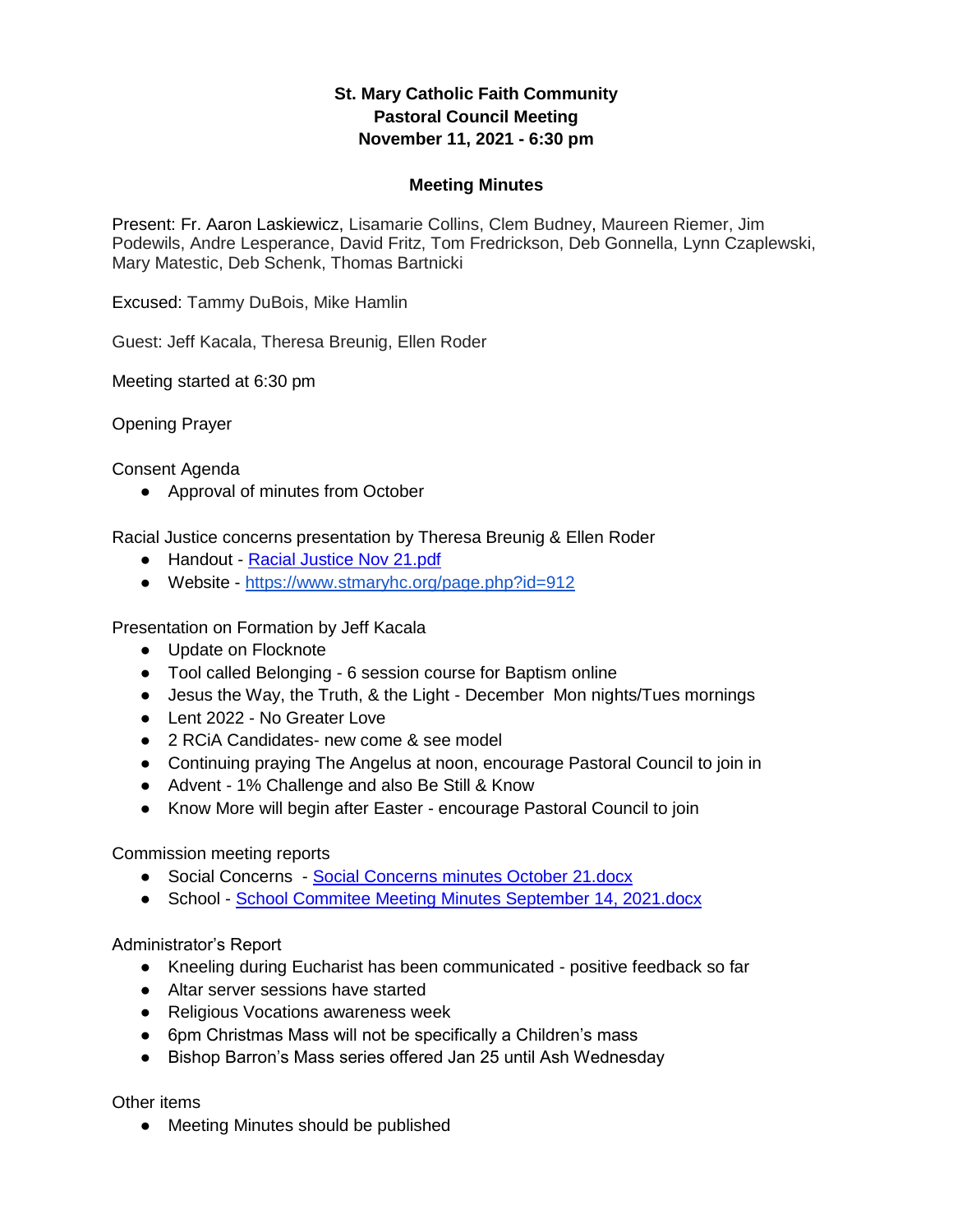**St. Mary Catholic Faith Community**
**Pastoral Council Meeting**
**November 11, 2021 - 6:30 pm**

**Meeting Minutes**

Present: Fr. Aaron Laskiewicz, Lisamarie Collins, Clem Budney, Maureen Riemer, Jim Podewils, Andre Lesperance, David Fritz, Tom Fredrickson, Deb Gonnella, Lynn Czaplewski, Mary Matestic, Deb Schenk, Thomas Bartnicki

Excused: Tammy DuBois, Mike Hamlin

Guest: Jeff Kacala, Theresa Breunig, Ellen Roder

Meeting started at 6:30 pm

Opening Prayer

Consent Agenda

- Approval of minutes from October

Racial Justice concerns presentation by Theresa Breunig & Ellen Roder

- Handout - Racial Justice Nov 21.pdf
- Website - https://www.stmaryhc.org/page.php?id=912

Presentation on Formation by Jeff Kacala

- Update on Flocknote
- Tool called Belonging - 6 session course for Baptism online
- Jesus the Way, the Truth, & the Light - December Mon nights/Tues mornings
- Lent 2022 - No Greater Love
- 2 RCiA Candidates- new come & see model
- Continuing praying The Angelus at noon, encourage Pastoral Council to join in
- Advent - 1% Challenge and also Be Still & Know
- Know More will begin after Easter - encourage Pastoral Council to join

Commission meeting reports

- Social Concerns - Social Concerns minutes October 21.docx
- School - School Commitee Meeting Minutes September 14, 2021.docx

Administrator's Report

- Kneeling during Eucharist has been communicated - positive feedback so far
- Altar server sessions have started
- Religious Vocations awareness week
- 6pm Christmas Mass will not be specifically a Children's mass
- Bishop Barron's Mass series offered Jan 25 until Ash Wednesday

Other items

- Meeting Minutes should be published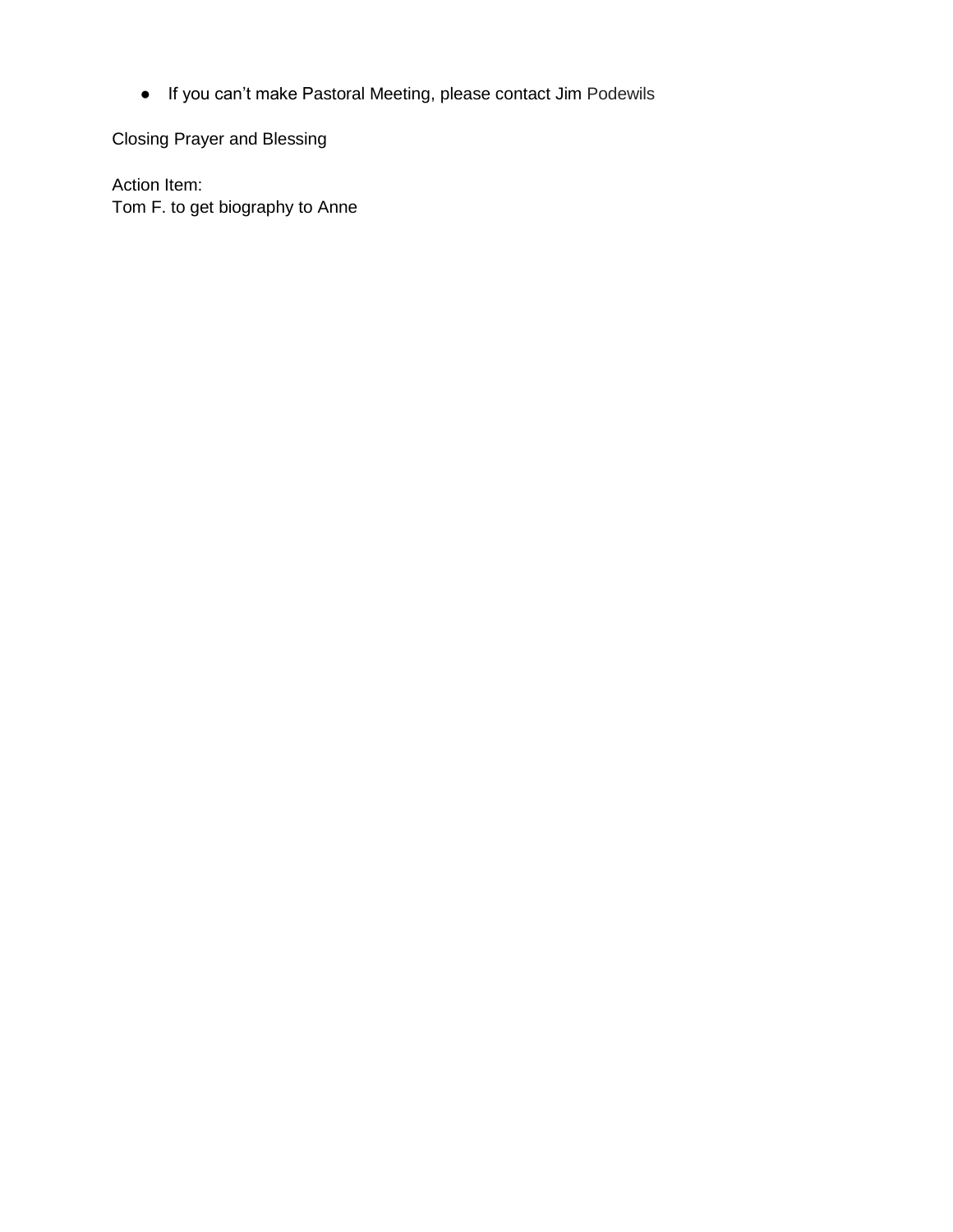- If you can't make Pastoral Meeting, please contact Jim Podewils

Closing Prayer and Blessing

Action Item:
Tom F. to get biography to Anne